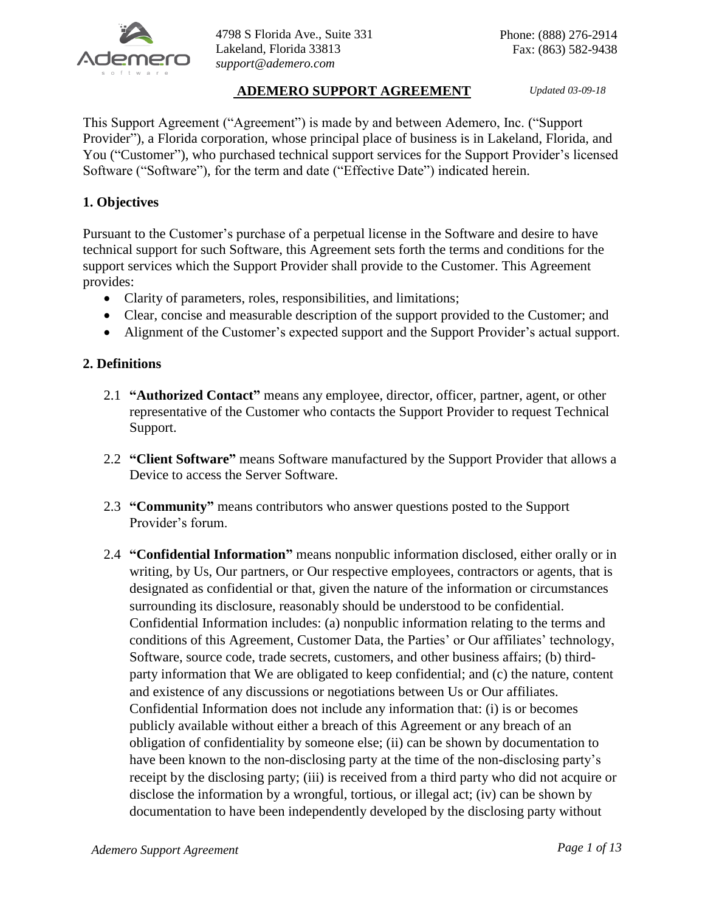4798 S Florida Ave., Suite 331
Lakeland, Florida 33813
*support@ademero.com*

Phone: (888) 276-2914
Fax: (863) 582-9438

# ADEMERO SUPPORT AGREEMENT

*Updated 03-09-18*

This Support Agreement ("Agreement") is made by and between Ademero, Inc. ("Support Provider"), a Florida corporation, whose principal place of business is in Lakeland, Florida, and You ("Customer"), who purchased technical support services for the Support Provider's licensed Software ("Software"), for the term and date ("Effective Date") indicated herein.

## 1. Objectives

Pursuant to the Customer's purchase of a perpetual license in the Software and desire to have technical support for such Software, this Agreement sets forth the terms and conditions for the support services which the Support Provider shall provide to the Customer. This Agreement provides:

- Clarity of parameters, roles, responsibilities, and limitations;
- Clear, concise and measurable description of the support provided to the Customer; and
- Alignment of the Customer's expected support and the Support Provider's actual support.

## 2. Definitions

2.1 **"Authorized Contact"** means any employee, director, officer, partner, agent, or other representative of the Customer who contacts the Support Provider to request Technical Support.

2.2 **"Client Software"** means Software manufactured by the Support Provider that allows a Device to access the Server Software.

2.3 **"Community"** means contributors who answer questions posted to the Support Provider's forum.

2.4 **"Confidential Information"** means nonpublic information disclosed, either orally or in writing, by Us, Our partners, or Our respective employees, contractors or agents, that is designated as confidential or that, given the nature of the information or circumstances surrounding its disclosure, reasonably should be understood to be confidential. Confidential Information includes: (a) nonpublic information relating to the terms and conditions of this Agreement, Customer Data, the Parties' or Our affiliates' technology, Software, source code, trade secrets, customers, and other business affairs; (b) third-party information that We are obligated to keep confidential; and (c) the nature, content and existence of any discussions or negotiations between Us or Our affiliates. Confidential Information does not include any information that: (i) is or becomes publicly available without either a breach of this Agreement or any breach of an obligation of confidentiality by someone else; (ii) can be shown by documentation to have been known to the non-disclosing party at the time of the non-disclosing party's receipt by the disclosing party; (iii) is received from a third party who did not acquire or disclose the information by a wrongful, tortious, or illegal act; (iv) can be shown by documentation to have been independently developed by the disclosing party without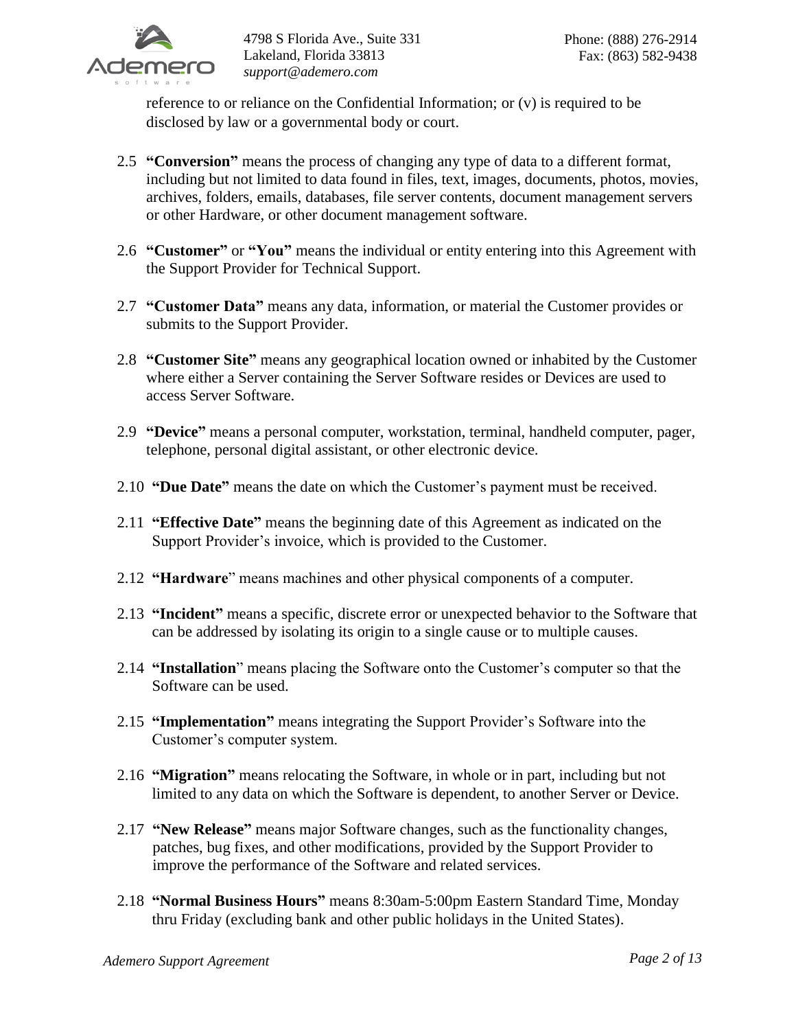reference to or reliance on the Confidential Information; or (v) is required to be disclosed by law or a governmental body or court.

2.5 **"Conversion"** means the process of changing any type of data to a different format, including but not limited to data found in files, text, images, documents, photos, movies, archives, folders, emails, databases, file server contents, document management servers or other Hardware, or other document management software.

2.6 **"Customer"** or **"You"** means the individual or entity entering into this Agreement with the Support Provider for Technical Support.

2.7 **"Customer Data"** means any data, information, or material the Customer provides or submits to the Support Provider.

2.8 **"Customer Site"** means any geographical location owned or inhabited by the Customer where either a Server containing the Server Software resides or Devices are used to access Server Software.

2.9 **"Device"** means a personal computer, workstation, terminal, handheld computer, pager, telephone, personal digital assistant, or other electronic device.

2.10 **"Due Date"** means the date on which the Customer's payment must be received.

2.11 **"Effective Date"** means the beginning date of this Agreement as indicated on the Support Provider's invoice, which is provided to the Customer.

2.12 **"Hardware**" means machines and other physical components of a computer.

2.13 **"Incident"** means a specific, discrete error or unexpected behavior to the Software that can be addressed by isolating its origin to a single cause or to multiple causes.

2.14 **"Installation**" means placing the Software onto the Customer's computer so that the Software can be used.

2.15 **"Implementation"** means integrating the Support Provider's Software into the Customer's computer system.

2.16 **"Migration"** means relocating the Software, in whole or in part, including but not limited to any data on which the Software is dependent, to another Server or Device.

2.17 **"New Release"** means major Software changes, such as the functionality changes, patches, bug fixes, and other modifications, provided by the Support Provider to improve the performance of the Software and related services.

2.18 **"Normal Business Hours"** means 8:30am-5:00pm Eastern Standard Time, Monday thru Friday (excluding bank and other public holidays in the United States).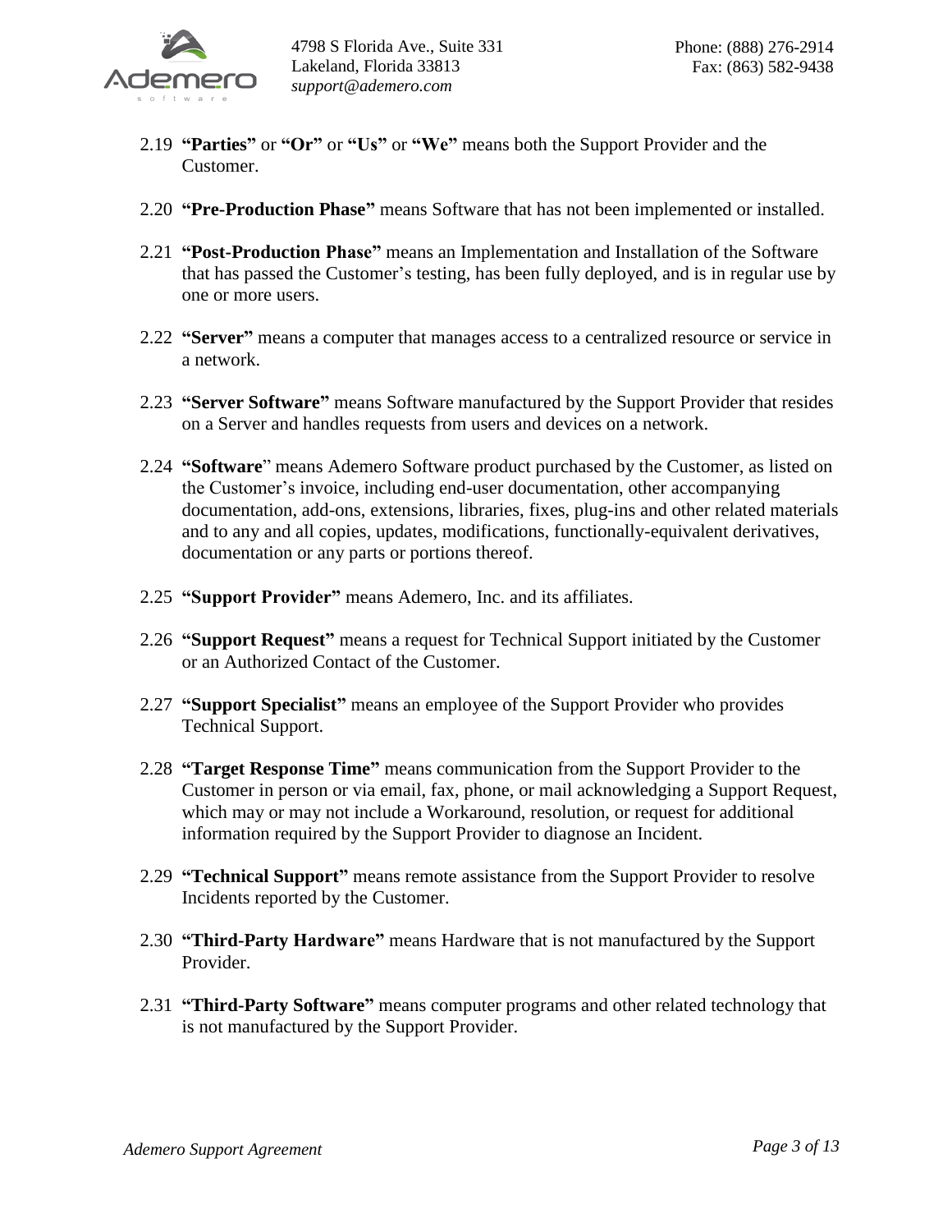2.19 **"Parties"** or **"Or"** or **"Us"** or **"We"** means both the Support Provider and the Customer.

2.20 **"Pre-Production Phase"** means Software that has not been implemented or installed.

2.21 **"Post-Production Phase"** means an Implementation and Installation of the Software that has passed the Customer's testing, has been fully deployed, and is in regular use by one or more users.

2.22 **"Server"** means a computer that manages access to a centralized resource or service in a network.

2.23 **"Server Software"** means Software manufactured by the Support Provider that resides on a Server and handles requests from users and devices on a network.

2.24 **"Software"** means Ademero Software product purchased by the Customer, as listed on the Customer's invoice, including end-user documentation, other accompanying documentation, add-ons, extensions, libraries, fixes, plug-ins and other related materials and to any and all copies, updates, modifications, functionally-equivalent derivatives, documentation or any parts or portions thereof.

2.25 **"Support Provider"** means Ademero, Inc. and its affiliates.

2.26 **"Support Request"** means a request for Technical Support initiated by the Customer or an Authorized Contact of the Customer.

2.27 **"Support Specialist"** means an employee of the Support Provider who provides Technical Support.

2.28 **"Target Response Time"** means communication from the Support Provider to the Customer in person or via email, fax, phone, or mail acknowledging a Support Request, which may or may not include a Workaround, resolution, or request for additional information required by the Support Provider to diagnose an Incident.

2.29 **"Technical Support"** means remote assistance from the Support Provider to resolve Incidents reported by the Customer.

2.30 **"Third-Party Hardware"** means Hardware that is not manufactured by the Support Provider.

2.31 **"Third-Party Software"** means computer programs and other related technology that is not manufactured by the Support Provider.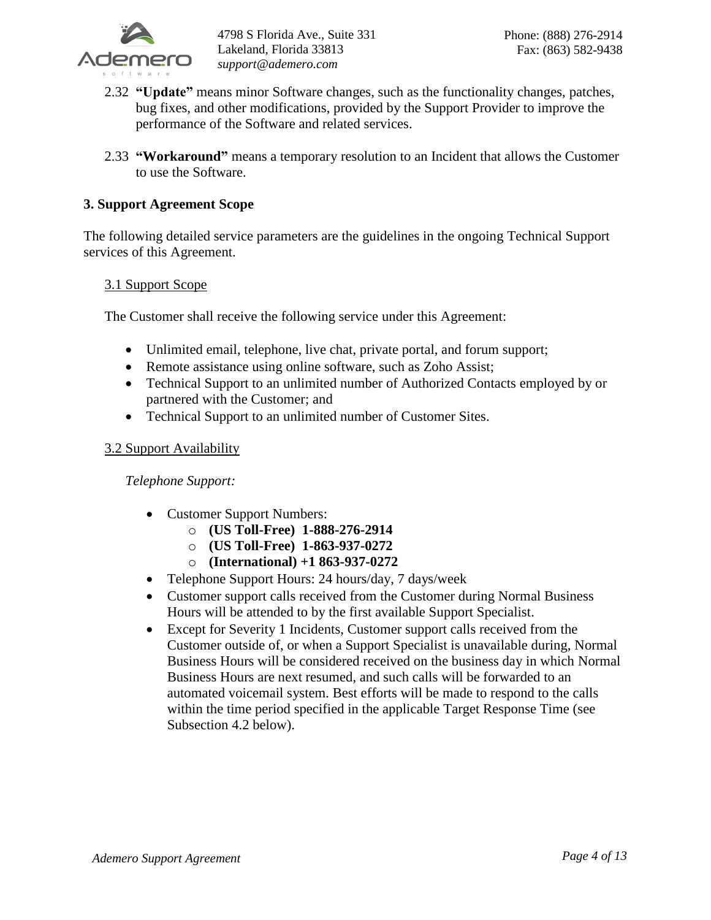2.32 **"Update"** means minor Software changes, such as the functionality changes, patches, bug fixes, and other modifications, provided by the Support Provider to improve the performance of the Software and related services.

2.33 **"Workaround"** means a temporary resolution to an Incident that allows the Customer to use the Software.

## 3. Support Agreement Scope

The following detailed service parameters are the guidelines in the ongoing Technical Support services of this Agreement.

### 3.1 Support Scope

The Customer shall receive the following service under this Agreement:

- Unlimited email, telephone, live chat, private portal, and forum support;
- Remote assistance using online software, such as Zoho Assist;
- Technical Support to an unlimited number of Authorized Contacts employed by or partnered with the Customer; and
- Technical Support to an unlimited number of Customer Sites.

### 3.2 Support Availability

*Telephone Support:*

- Customer Support Numbers:
  - **(US Toll-Free) 1-888-276-2914**
  - **(US Toll-Free) 1-863-937-0272**
  - **(International) +1 863-937-0272**
- Telephone Support Hours: 24 hours/day, 7 days/week
- Customer support calls received from the Customer during Normal Business Hours will be attended to by the first available Support Specialist.
- Except for Severity 1 Incidents, Customer support calls received from the Customer outside of, or when a Support Specialist is unavailable during, Normal Business Hours will be considered received on the business day in which Normal Business Hours are next resumed, and such calls will be forwarded to an automated voicemail system. Best efforts will be made to respond to the calls within the time period specified in the applicable Target Response Time (see Subsection 4.2 below).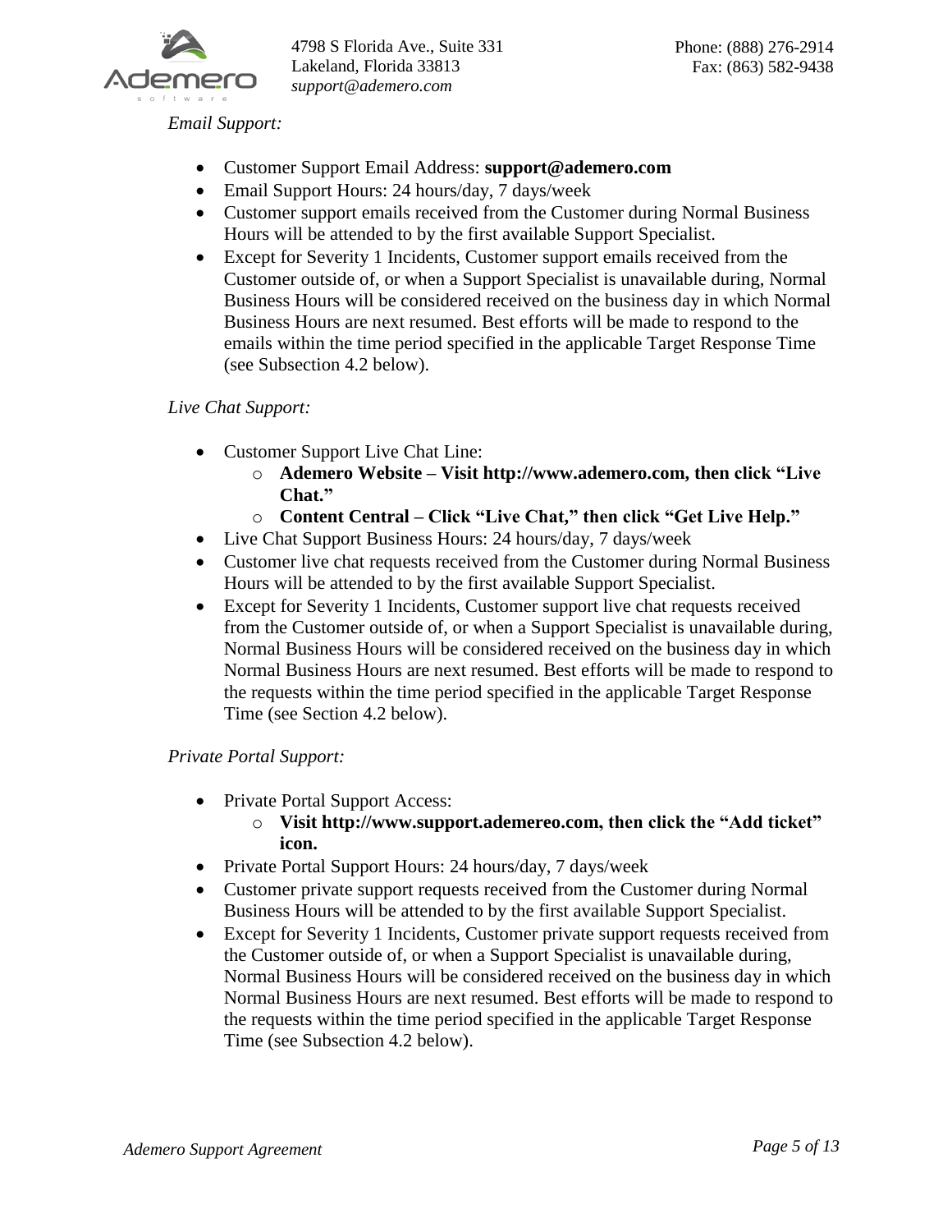*Email Support:*

- Customer Support Email Address: **support@ademero.com**
- Email Support Hours: 24 hours/day, 7 days/week
- Customer support emails received from the Customer during Normal Business Hours will be attended to by the first available Support Specialist.
- Except for Severity 1 Incidents, Customer support emails received from the Customer outside of, or when a Support Specialist is unavailable during, Normal Business Hours will be considered received on the business day in which Normal Business Hours are next resumed. Best efforts will be made to respond to the emails within the time period specified in the applicable Target Response Time (see Subsection 4.2 below).

*Live Chat Support:*

- Customer Support Live Chat Line:
    - **Ademero Website – Visit http://www.ademero.com, then click "Live Chat."**
    - **Content Central – Click "Live Chat," then click "Get Live Help."**
- Live Chat Support Business Hours: 24 hours/day, 7 days/week
- Customer live chat requests received from the Customer during Normal Business Hours will be attended to by the first available Support Specialist.
- Except for Severity 1 Incidents, Customer support live chat requests received from the Customer outside of, or when a Support Specialist is unavailable during, Normal Business Hours will be considered received on the business day in which Normal Business Hours are next resumed. Best efforts will be made to respond to the requests within the time period specified in the applicable Target Response Time (see Section 4.2 below).

*Private Portal Support:*

- Private Portal Support Access:
    - **Visit http://www.support.ademereo.com, then click the "Add ticket" icon.**
- Private Portal Support Hours: 24 hours/day, 7 days/week
- Customer private support requests received from the Customer during Normal Business Hours will be attended to by the first available Support Specialist.
- Except for Severity 1 Incidents, Customer private support requests received from the Customer outside of, or when a Support Specialist is unavailable during, Normal Business Hours will be considered received on the business day in which Normal Business Hours are next resumed. Best efforts will be made to respond to the requests within the time period specified in the applicable Target Response Time (see Subsection 4.2 below).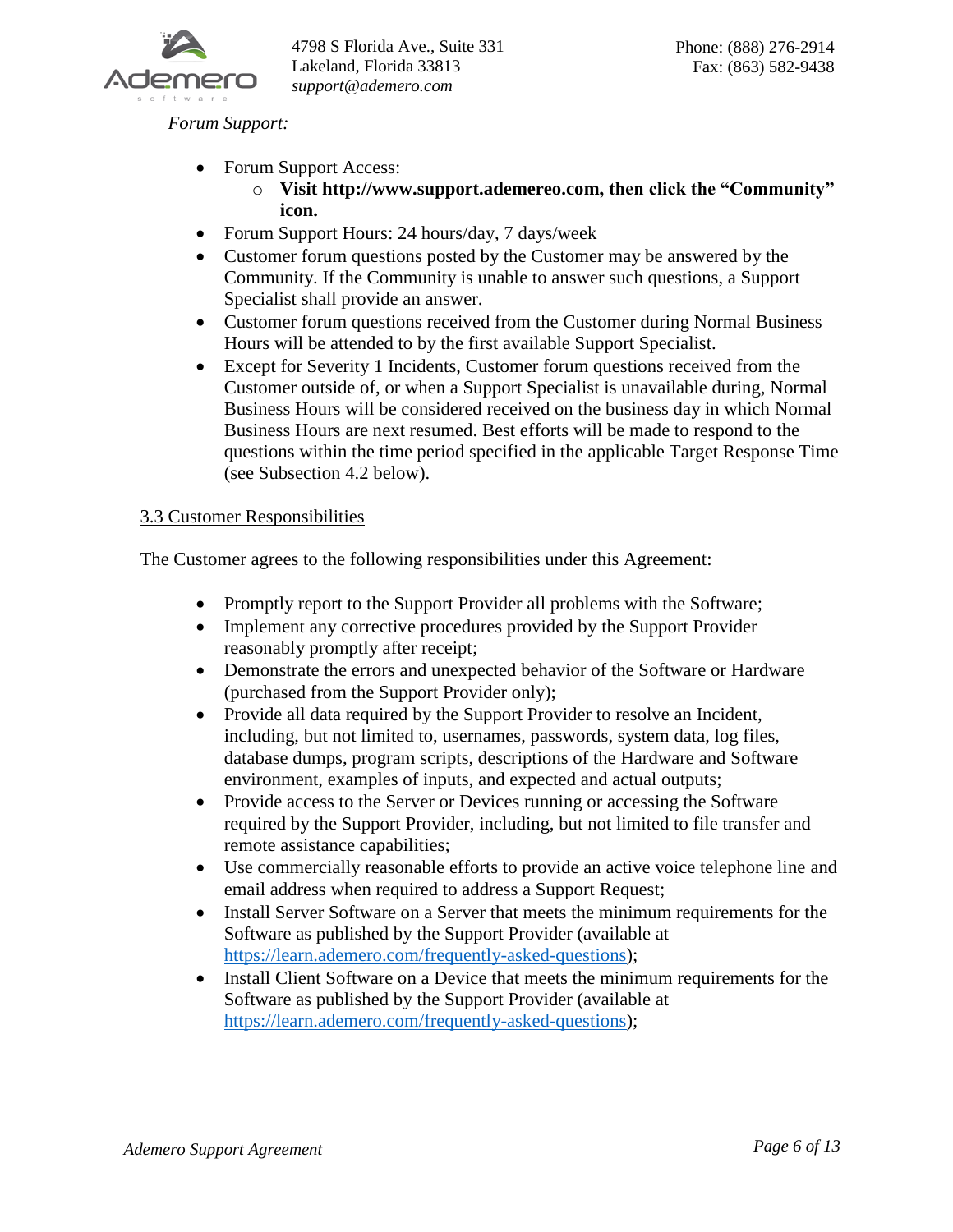*Forum Support:*

- Forum Support Access:
    - **Visit http://www.support.ademereo.com, then click the "Community" icon.**
- Forum Support Hours: 24 hours/day, 7 days/week
- Customer forum questions posted by the Customer may be answered by the Community. If the Community is unable to answer such questions, a Support Specialist shall provide an answer.
- Customer forum questions received from the Customer during Normal Business Hours will be attended to by the first available Support Specialist.
- Except for Severity 1 Incidents, Customer forum questions received from the Customer outside of, or when a Support Specialist is unavailable during, Normal Business Hours will be considered received on the business day in which Normal Business Hours are next resumed. Best efforts will be made to respond to the questions within the time period specified in the applicable Target Response Time (see Subsection 4.2 below).

### 3.3 Customer Responsibilities

The Customer agrees to the following responsibilities under this Agreement:

- Promptly report to the Support Provider all problems with the Software;
- Implement any corrective procedures provided by the Support Provider reasonably promptly after receipt;
- Demonstrate the errors and unexpected behavior of the Software or Hardware (purchased from the Support Provider only);
- Provide all data required by the Support Provider to resolve an Incident, including, but not limited to, usernames, passwords, system data, log files, database dumps, program scripts, descriptions of the Hardware and Software environment, examples of inputs, and expected and actual outputs;
- Provide access to the Server or Devices running or accessing the Software required by the Support Provider, including, but not limited to file transfer and remote assistance capabilities;
- Use commercially reasonable efforts to provide an active voice telephone line and email address when required to address a Support Request;
- Install Server Software on a Server that meets the minimum requirements for the Software as published by the Support Provider (available at https://learn.ademero.com/frequently-asked-questions);
- Install Client Software on a Device that meets the minimum requirements for the Software as published by the Support Provider (available at https://learn.ademero.com/frequently-asked-questions);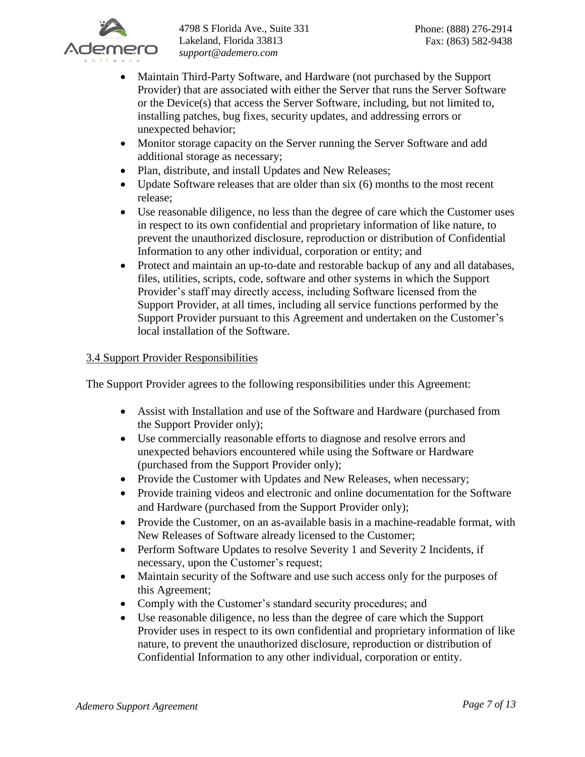- Maintain Third-Party Software, and Hardware (not purchased by the Support Provider) that are associated with either the Server that runs the Server Software or the Device(s) that access the Server Software, including, but not limited to, installing patches, bug fixes, security updates, and addressing errors or unexpected behavior;
- Monitor storage capacity on the Server running the Server Software and add additional storage as necessary;
- Plan, distribute, and install Updates and New Releases;
- Update Software releases that are older than six (6) months to the most recent release;
- Use reasonable diligence, no less than the degree of care which the Customer uses in respect to its own confidential and proprietary information of like nature, to prevent the unauthorized disclosure, reproduction or distribution of Confidential Information to any other individual, corporation or entity; and
- Protect and maintain an up-to-date and restorable backup of any and all databases, files, utilities, scripts, code, software and other systems in which the Support Provider's staff may directly access, including Software licensed from the Support Provider, at all times, including all service functions performed by the Support Provider pursuant to this Agreement and undertaken on the Customer's local installation of the Software.

### 3.4 Support Provider Responsibilities

The Support Provider agrees to the following responsibilities under this Agreement:

- Assist with Installation and use of the Software and Hardware (purchased from the Support Provider only);
- Use commercially reasonable efforts to diagnose and resolve errors and unexpected behaviors encountered while using the Software or Hardware (purchased from the Support Provider only);
- Provide the Customer with Updates and New Releases, when necessary;
- Provide training videos and electronic and online documentation for the Software and Hardware (purchased from the Support Provider only);
- Provide the Customer, on an as-available basis in a machine-readable format, with New Releases of Software already licensed to the Customer;
- Perform Software Updates to resolve Severity 1 and Severity 2 Incidents, if necessary, upon the Customer's request;
- Maintain security of the Software and use such access only for the purposes of this Agreement;
- Comply with the Customer's standard security procedures; and
- Use reasonable diligence, no less than the degree of care which the Support Provider uses in respect to its own confidential and proprietary information of like nature, to prevent the unauthorized disclosure, reproduction or distribution of Confidential Information to any other individual, corporation or entity.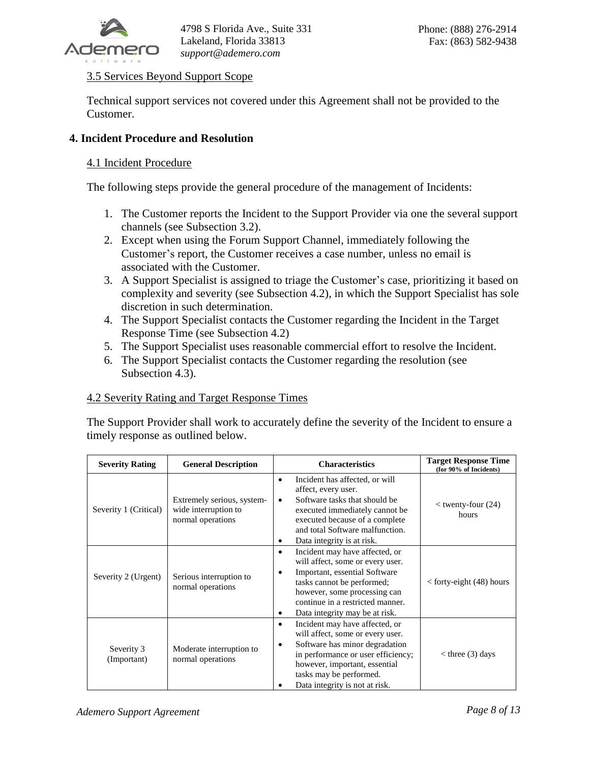### 3.5 Services Beyond Support Scope

Technical support services not covered under this Agreement shall not be provided to the Customer.

## 4. Incident Procedure and Resolution

### 4.1 Incident Procedure

The following steps provide the general procedure of the management of Incidents:

1. The Customer reports the Incident to the Support Provider via one the several support channels (see Subsection 3.2).
2. Except when using the Forum Support Channel, immediately following the Customer's report, the Customer receives a case number, unless no email is associated with the Customer.
3. A Support Specialist is assigned to triage the Customer's case, prioritizing it based on complexity and severity (see Subsection 4.2), in which the Support Specialist has sole discretion in such determination.
4. The Support Specialist contacts the Customer regarding the Incident in the Target Response Time (see Subsection 4.2)
5. The Support Specialist uses reasonable commercial effort to resolve the Incident.
6. The Support Specialist contacts the Customer regarding the resolution (see Subsection 4.3).

### 4.2 Severity Rating and Target Response Times

The Support Provider shall work to accurately define the severity of the Incident to ensure a timely response as outlined below.

| Severity Rating | General Description | Characteristics | Target Response Time (for 90% of Incidents) |
|---|---|---|---|
| Severity 1 (Critical) | Extremely serious, system-wide interruption to normal operations | • Incident has affected, or will affect, every user.<br>• Software tasks that should be executed immediately cannot be executed because of a complete and total Software malfunction.<br>• Data integrity is at risk. | < twenty-four (24) hours |
| Severity 2 (Urgent) | Serious interruption to normal operations | • Incident may have affected, or will affect, some or every user.<br>• Important, essential Software tasks cannot be performed; however, some processing can continue in a restricted manner.<br>• Data integrity may be at risk. | < forty-eight (48) hours |
| Severity 3 (Important) | Moderate interruption to normal operations | • Incident may have affected, or will affect, some or every user.<br>• Software has minor degradation in performance or user efficiency; however, important, essential tasks may be performed.<br>• Data integrity is not at risk. | < three (3) days |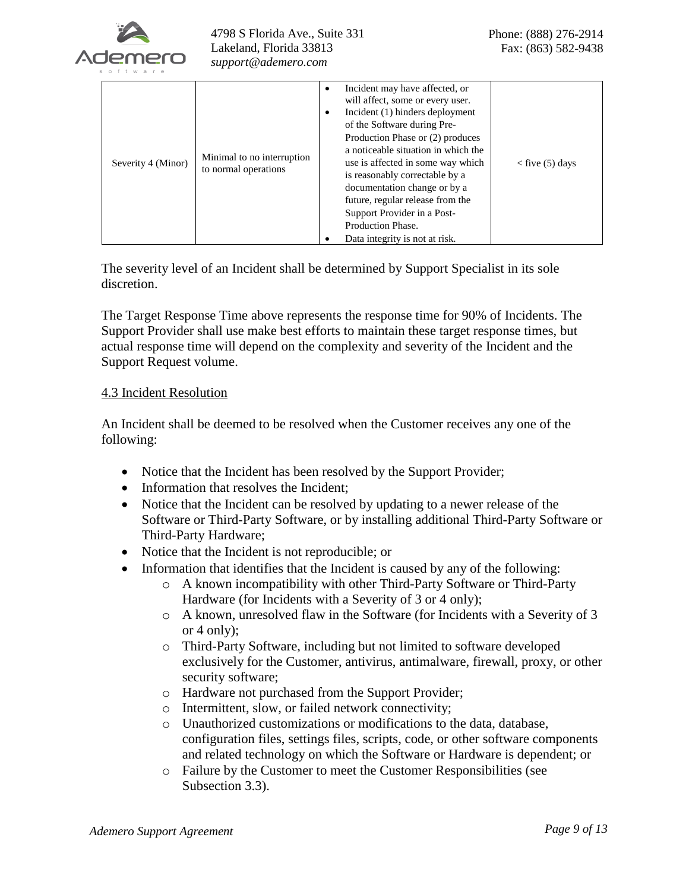| Severity 4 (Minor) | Minimal to no interruption to normal operations | • Incident may have affected, or will affect, some or every user.<br>• Incident (1) hinders deployment of the Software during Pre-Production Phase or (2) produces a noticeable situation in which the use is affected in some way which is reasonably correctable by a documentation change or by a future, regular release from the Support Provider in a Post-Production Phase.<br>• Data integrity is not at risk. | < five (5) days |
|---|---|---|---|

The severity level of an Incident shall be determined by Support Specialist in its sole discretion.

The Target Response Time above represents the response time for 90% of Incidents. The Support Provider shall use make best efforts to maintain these target response times, but actual response time will depend on the complexity and severity of the Incident and the Support Request volume.

### 4.3 Incident Resolution

An Incident shall be deemed to be resolved when the Customer receives any one of the following:

- Notice that the Incident has been resolved by the Support Provider;
- Information that resolves the Incident;
- Notice that the Incident can be resolved by updating to a newer release of the Software or Third-Party Software, or by installing additional Third-Party Software or Third-Party Hardware;
- Notice that the Incident is not reproducible; or
- Information that identifies that the Incident is caused by any of the following:
  - A known incompatibility with other Third-Party Software or Third-Party Hardware (for Incidents with a Severity of 3 or 4 only);
  - A known, unresolved flaw in the Software (for Incidents with a Severity of 3 or 4 only);
  - Third-Party Software, including but not limited to software developed exclusively for the Customer, antivirus, antimalware, firewall, proxy, or other security software;
  - Hardware not purchased from the Support Provider;
  - Intermittent, slow, or failed network connectivity;
  - Unauthorized customizations or modifications to the data, database, configuration files, settings files, scripts, code, or other software components and related technology on which the Software or Hardware is dependent; or
  - Failure by the Customer to meet the Customer Responsibilities (see Subsection 3.3).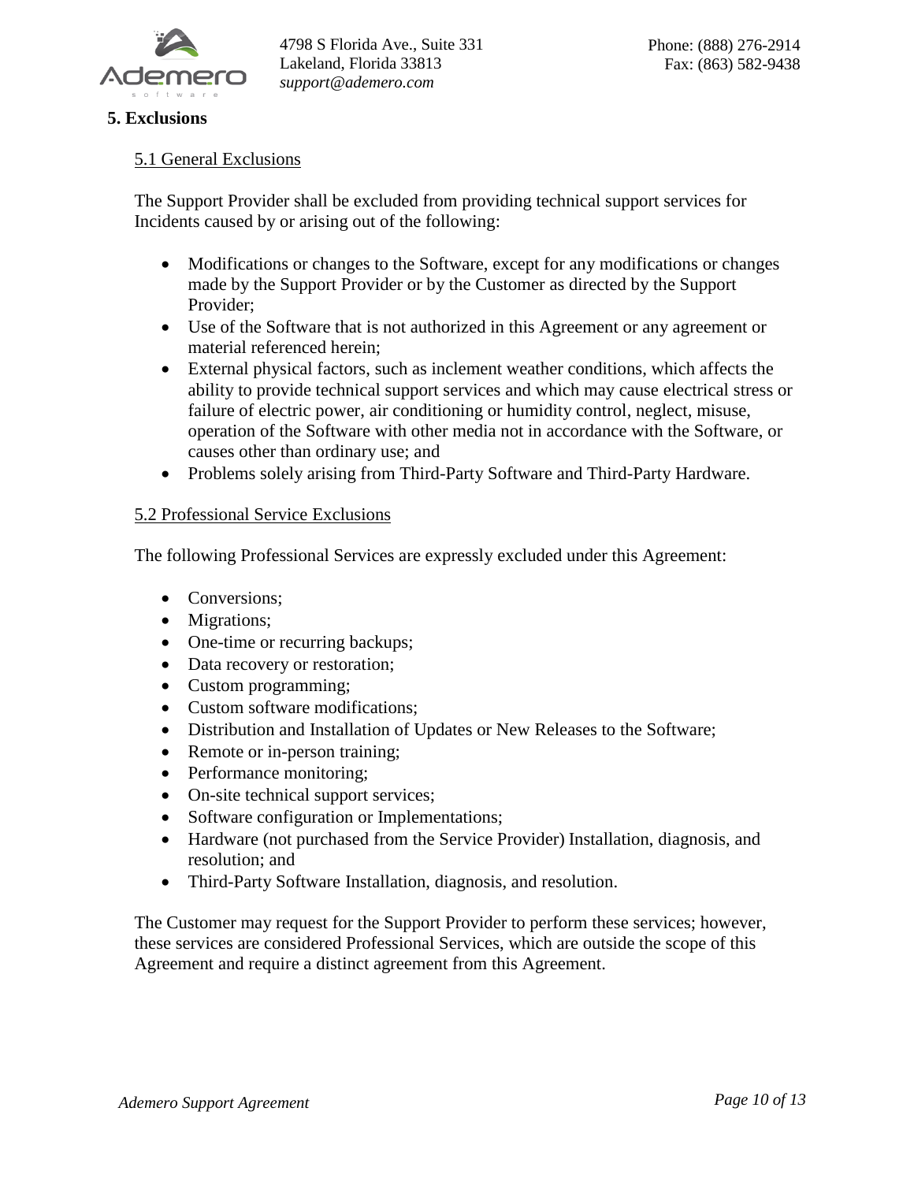## 5. Exclusions

### 5.1 General Exclusions

The Support Provider shall be excluded from providing technical support services for Incidents caused by or arising out of the following:

- Modifications or changes to the Software, except for any modifications or changes made by the Support Provider or by the Customer as directed by the Support Provider;
- Use of the Software that is not authorized in this Agreement or any agreement or material referenced herein;
- External physical factors, such as inclement weather conditions, which affects the ability to provide technical support services and which may cause electrical stress or failure of electric power, air conditioning or humidity control, neglect, misuse, operation of the Software with other media not in accordance with the Software, or causes other than ordinary use; and
- Problems solely arising from Third-Party Software and Third-Party Hardware.

### 5.2 Professional Service Exclusions

The following Professional Services are expressly excluded under this Agreement:

- Conversions;
- Migrations;
- One-time or recurring backups;
- Data recovery or restoration;
- Custom programming;
- Custom software modifications;
- Distribution and Installation of Updates or New Releases to the Software;
- Remote or in-person training;
- Performance monitoring;
- On-site technical support services;
- Software configuration or Implementations;
- Hardware (not purchased from the Service Provider) Installation, diagnosis, and resolution; and
- Third-Party Software Installation, diagnosis, and resolution.

The Customer may request for the Support Provider to perform these services; however, these services are considered Professional Services, which are outside the scope of this Agreement and require a distinct agreement from this Agreement.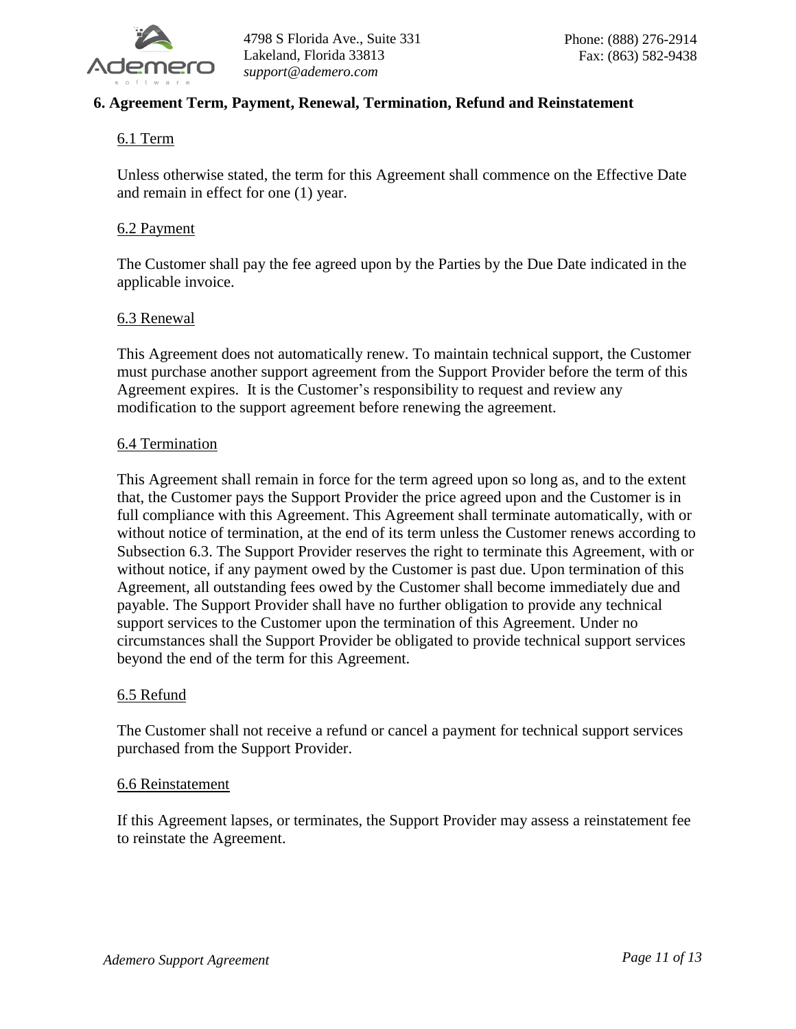## 6. Agreement Term, Payment, Renewal, Termination, Refund and Reinstatement

### 6.1 Term

Unless otherwise stated, the term for this Agreement shall commence on the Effective Date and remain in effect for one (1) year.

### 6.2 Payment

The Customer shall pay the fee agreed upon by the Parties by the Due Date indicated in the applicable invoice.

### 6.3 Renewal

This Agreement does not automatically renew. To maintain technical support, the Customer must purchase another support agreement from the Support Provider before the term of this Agreement expires. It is the Customer's responsibility to request and review any modification to the support agreement before renewing the agreement.

### 6.4 Termination

This Agreement shall remain in force for the term agreed upon so long as, and to the extent that, the Customer pays the Support Provider the price agreed upon and the Customer is in full compliance with this Agreement. This Agreement shall terminate automatically, with or without notice of termination, at the end of its term unless the Customer renews according to Subsection 6.3. The Support Provider reserves the right to terminate this Agreement, with or without notice, if any payment owed by the Customer is past due. Upon termination of this Agreement, all outstanding fees owed by the Customer shall become immediately due and payable. The Support Provider shall have no further obligation to provide any technical support services to the Customer upon the termination of this Agreement. Under no circumstances shall the Support Provider be obligated to provide technical support services beyond the end of the term for this Agreement.

### 6.5 Refund

The Customer shall not receive a refund or cancel a payment for technical support services purchased from the Support Provider.

### 6.6 Reinstatement

If this Agreement lapses, or terminates, the Support Provider may assess a reinstatement fee to reinstate the Agreement.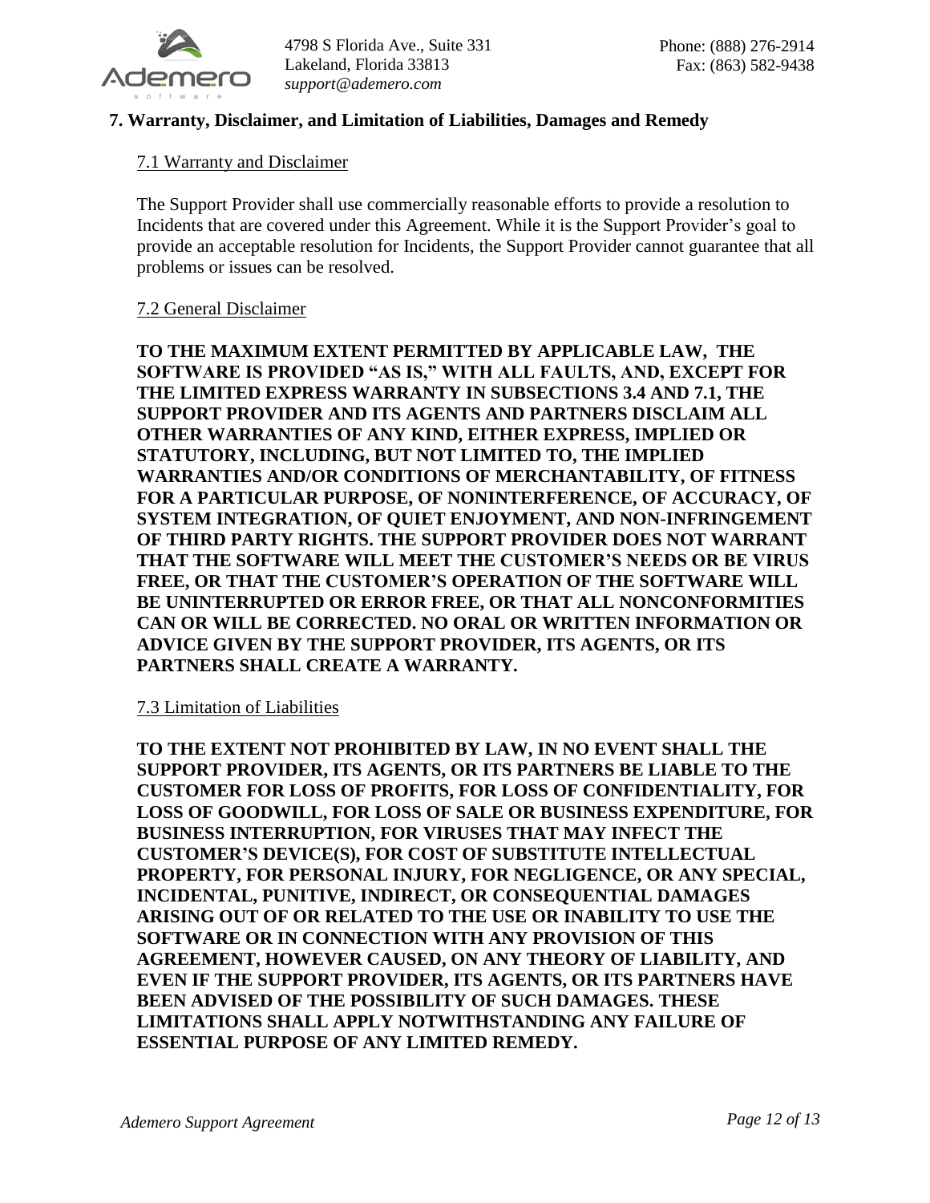## 7. Warranty, Disclaimer, and Limitation of Liabilities, Damages and Remedy

### 7.1 Warranty and Disclaimer

The Support Provider shall use commercially reasonable efforts to provide a resolution to Incidents that are covered under this Agreement. While it is the Support Provider's goal to provide an acceptable resolution for Incidents, the Support Provider cannot guarantee that all problems or issues can be resolved.

### 7.2 General Disclaimer

**TO THE MAXIMUM EXTENT PERMITTED BY APPLICABLE LAW, THE SOFTWARE IS PROVIDED "AS IS," WITH ALL FAULTS, AND, EXCEPT FOR THE LIMITED EXPRESS WARRANTY IN SUBSECTIONS 3.4 AND 7.1, THE SUPPORT PROVIDER AND ITS AGENTS AND PARTNERS DISCLAIM ALL OTHER WARRANTIES OF ANY KIND, EITHER EXPRESS, IMPLIED OR STATUTORY, INCLUDING, BUT NOT LIMITED TO, THE IMPLIED WARRANTIES AND/OR CONDITIONS OF MERCHANTABILITY, OF FITNESS FOR A PARTICULAR PURPOSE, OF NONINTERFERENCE, OF ACCURACY, OF SYSTEM INTEGRATION, OF QUIET ENJOYMENT, AND NON-INFRINGEMENT OF THIRD PARTY RIGHTS. THE SUPPORT PROVIDER DOES NOT WARRANT THAT THE SOFTWARE WILL MEET THE CUSTOMER'S NEEDS OR BE VIRUS FREE, OR THAT THE CUSTOMER'S OPERATION OF THE SOFTWARE WILL BE UNINTERRUPTED OR ERROR FREE, OR THAT ALL NONCONFORMITIES CAN OR WILL BE CORRECTED. NO ORAL OR WRITTEN INFORMATION OR ADVICE GIVEN BY THE SUPPORT PROVIDER, ITS AGENTS, OR ITS PARTNERS SHALL CREATE A WARRANTY.**

### 7.3 Limitation of Liabilities

**TO THE EXTENT NOT PROHIBITED BY LAW, IN NO EVENT SHALL THE SUPPORT PROVIDER, ITS AGENTS, OR ITS PARTNERS BE LIABLE TO THE CUSTOMER FOR LOSS OF PROFITS, FOR LOSS OF CONFIDENTIALITY, FOR LOSS OF GOODWILL, FOR LOSS OF SALE OR BUSINESS EXPENDITURE, FOR BUSINESS INTERRUPTION, FOR VIRUSES THAT MAY INFECT THE CUSTOMER'S DEVICE(S), FOR COST OF SUBSTITUTE INTELLECTUAL PROPERTY, FOR PERSONAL INJURY, FOR NEGLIGENCE, OR ANY SPECIAL, INCIDENTAL, PUNITIVE, INDIRECT, OR CONSEQUENTIAL DAMAGES ARISING OUT OF OR RELATED TO THE USE OR INABILITY TO USE THE SOFTWARE OR IN CONNECTION WITH ANY PROVISION OF THIS AGREEMENT, HOWEVER CAUSED, ON ANY THEORY OF LIABILITY, AND EVEN IF THE SUPPORT PROVIDER, ITS AGENTS, OR ITS PARTNERS HAVE BEEN ADVISED OF THE POSSIBILITY OF SUCH DAMAGES. THESE LIMITATIONS SHALL APPLY NOTWITHSTANDING ANY FAILURE OF ESSENTIAL PURPOSE OF ANY LIMITED REMEDY.**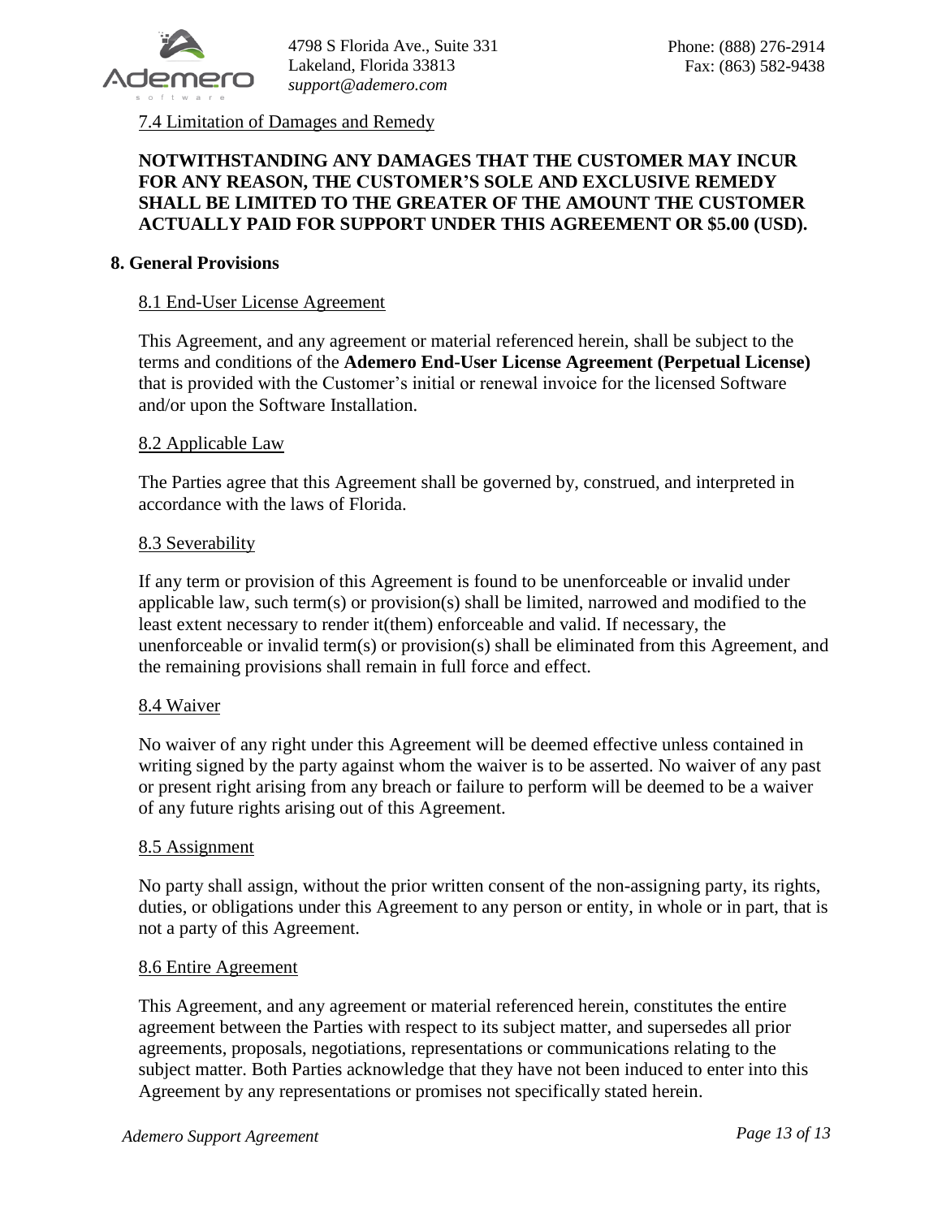7.4 Limitation of Damages and Remedy

**NOTWITHSTANDING ANY DAMAGES THAT THE CUSTOMER MAY INCUR FOR ANY REASON, THE CUSTOMER'S SOLE AND EXCLUSIVE REMEDY SHALL BE LIMITED TO THE GREATER OF THE AMOUNT THE CUSTOMER ACTUALLY PAID FOR SUPPORT UNDER THIS AGREEMENT OR $5.00 (USD).**

## 8. General Provisions

8.1 End-User License Agreement

This Agreement, and any agreement or material referenced herein, shall be subject to the terms and conditions of the **Ademero End-User License Agreement (Perpetual License)** that is provided with the Customer's initial or renewal invoice for the licensed Software and/or upon the Software Installation.

8.2 Applicable Law

The Parties agree that this Agreement shall be governed by, construed, and interpreted in accordance with the laws of Florida.

8.3 Severability

If any term or provision of this Agreement is found to be unenforceable or invalid under applicable law, such term(s) or provision(s) shall be limited, narrowed and modified to the least extent necessary to render it(them) enforceable and valid. If necessary, the unenforceable or invalid term(s) or provision(s) shall be eliminated from this Agreement, and the remaining provisions shall remain in full force and effect.

8.4 Waiver

No waiver of any right under this Agreement will be deemed effective unless contained in writing signed by the party against whom the waiver is to be asserted. No waiver of any past or present right arising from any breach or failure to perform will be deemed to be a waiver of any future rights arising out of this Agreement.

8.5 Assignment

No party shall assign, without the prior written consent of the non-assigning party, its rights, duties, or obligations under this Agreement to any person or entity, in whole or in part, that is not a party of this Agreement.

8.6 Entire Agreement

This Agreement, and any agreement or material referenced herein, constitutes the entire agreement between the Parties with respect to its subject matter, and supersedes all prior agreements, proposals, negotiations, representations or communications relating to the subject matter. Both Parties acknowledge that they have not been induced to enter into this Agreement by any representations or promises not specifically stated herein.